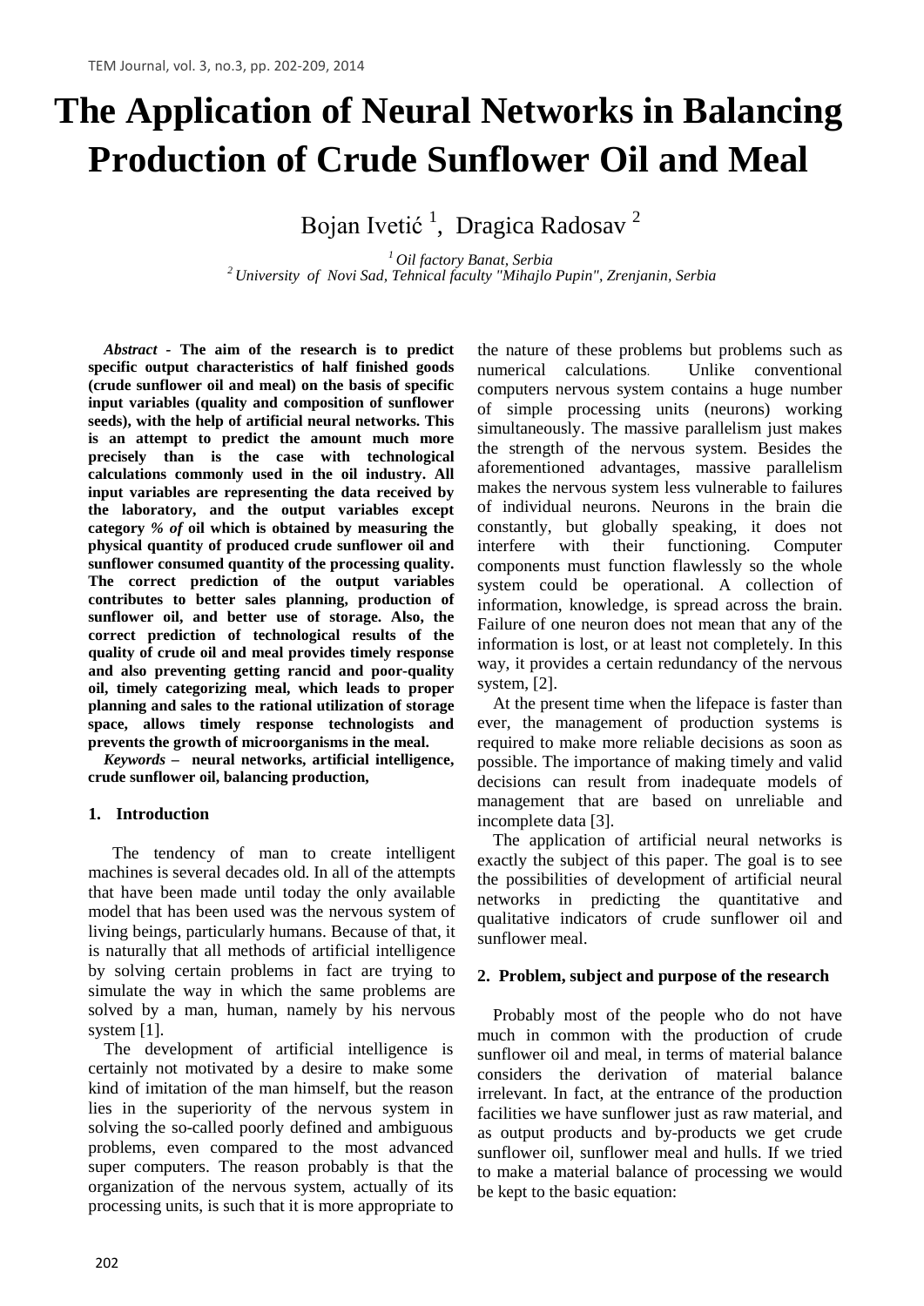# The Application of Neural Networks in Balancing Production of Crude Sunflower Oil and Meal

Bojan Ivetić [1], Dragica Radosav [2]

[1] *Oil factory Banat, Serbia*
[2] *University of Novi Sad, Tehnical faculty "Mihajlo Pupin", Zrenjanin, Serbia*

***Abstract*** **- The aim of the research is to predict specific output characteristics of half finished goods (crude sunflower oil and meal) on the basis of specific input variables (quality and composition of sunflower seeds), with the help of artificial neural networks. This is an attempt to predict the amount much more precisely than is the case with technological calculations commonly used in the oil industry. All input variables are representing the data received by the laboratory, and the output variables except category *% of* oil which is obtained by measuring the physical quantity of produced crude sunflower oil and sunflower consumed quantity of the processing quality. The correct prediction of the output variables contributes to better sales planning, production of sunflower oil, and better use of storage. Also, the correct prediction of technological results of the quality of crude oil and meal provides timely response and also preventing getting rancid and poor-quality oil, timely categorizing meal, which leads to proper planning and sales to the rational utilization of storage space, allows timely response technologists and prevents the growth of microorganisms in the meal.**

***Keywords*** **– neural networks, artificial intelligence, crude sunflower oil, balancing production,**

## 1. Introduction

The tendency of man to create intelligent machines is several decades old. In all of the attempts that have been made until today the only available model that has been used was the nervous system of living beings, particularly humans. Because of that, it is naturally that all methods of artificial intelligence by solving certain problems in fact are trying to simulate the way in which the same problems are solved by a man, human, namely by his nervous system [1].

The development of artificial intelligence is certainly not motivated by a desire to make some kind of imitation of the man himself, but the reason lies in the superiority of the nervous system in solving the so-called poorly defined and ambiguous problems, even compared to the most advanced super computers. The reason probably is that the organization of the nervous system, actually of its processing units, is such that it is more appropriate to the nature of these problems but problems such as numerical calculations. Unlike conventional computers nervous system contains a huge number of simple processing units (neurons) working simultaneously. The massive parallelism just makes the strength of the nervous system. Besides the aforementioned advantages, massive parallelism makes the nervous system less vulnerable to failures of individual neurons. Neurons in the brain die constantly, but globally speaking, it does not interfere with their functioning. Computer components must function flawlessly so the whole system could be operational. A collection of information, knowledge, is spread across the brain. Failure of one neuron does not mean that any of the information is lost, or at least not completely. In this way, it provides a certain redundancy of the nervous system, [2].

At the present time when the lifepace is faster than ever, the management of production systems is required to make more reliable decisions as soon as possible. The importance of making timely and valid decisions can result from inadequate models of management that are based on unreliable and incomplete data [3].

The application of artificial neural networks is exactly the subject of this paper. The goal is to see the possibilities of development of artificial neural networks in predicting the quantitative and qualitative indicators of crude sunflower oil and sunflower meal.

## 2. Problem, subject and purpose of the research

Probably most of the people who do not have much in common with the production of crude sunflower oil and meal, in terms of material balance considers the derivation of material balance irrelevant. In fact, at the entrance of the production facilities we have sunflower just as raw material, and as output products and by-products we get crude sunflower oil, sunflower meal and hulls. If we tried to make a material balance of processing we would be kept to the basic equation: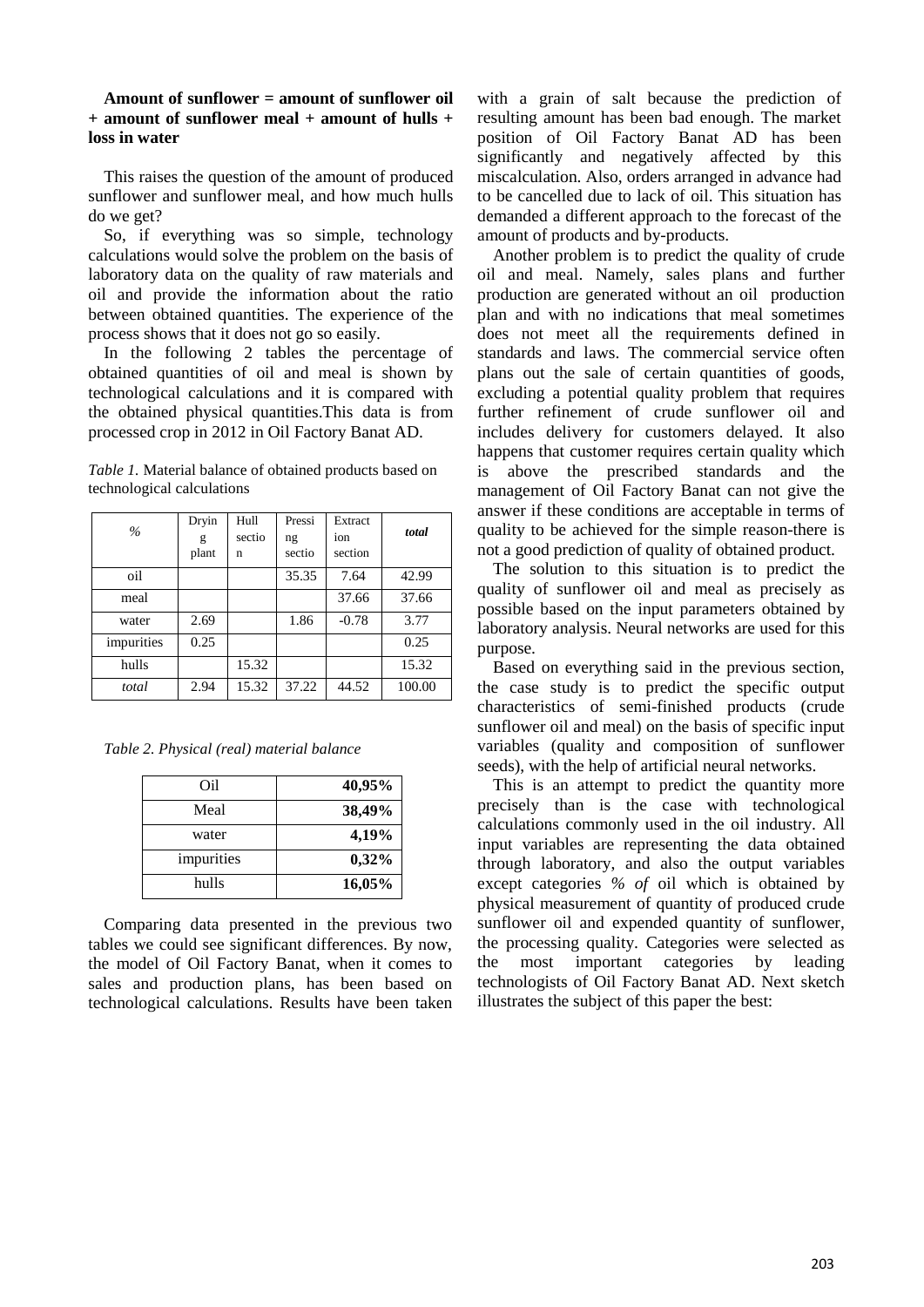**Amount of sunflower = amount of sunflower oil + amount of sunflower meal + amount of hulls + loss in water**

This raises the question of the amount of produced sunflower and sunflower meal, and how much hulls do we get?

So, if everything was so simple, technology calculations would solve the problem on the basis of laboratory data on the quality of raw materials and oil and provide the information about the ratio between obtained quantities. The experience of the process shows that it does not go so easily.

In the following 2 tables the percentage of obtained quantities of oil and meal is shown by technological calculations and it is compared with the obtained physical quantities.This data is from processed crop in 2012 in Oil Factory Banat AD.

*Table 1.* Material balance of obtained products based on technological calculations

| *%* | Drying plant | Hull section | Pressing section | Extraction section | ***total*** |
|---|---|---|---|---|---|
| oil | | | 35.35 | 7.64 | 42.99 |
| meal | | | | 37.66 | 37.66 |
| water | 2.69 | | 1.86 | -0.78 | 3.77 |
| impurities | 0.25 | | | | 0.25 |
| hulls | | 15.32 | | | 15.32 |
| *total* | 2.94 | 15.32 | 37.22 | 44.52 | 100.00 |

*Table 2. Physical (real) material balance*

| Oil | **40,95%** |
|---|---|
| Meal | **38,49%** |
| water | **4,19%** |
| impurities | **0,32%** |
| hulls | **16,05%** |

Comparing data presented in the previous two tables we could see significant differences. By now, the model of Oil Factory Banat, when it comes to sales and production plans, has been based on technological calculations. Results have been taken with a grain of salt because the prediction of resulting amount has been bad enough. The market position of Oil Factory Banat AD has been significantly and negatively affected by this miscalculation. Also, orders arranged in advance had to be cancelled due to lack of oil. This situation has demanded a different approach to the forecast of the amount of products and by-products.

Another problem is to predict the quality of crude oil and meal. Namely, sales plans and further production are generated without an oil production plan and with no indications that meal sometimes does not meet all the requirements defined in standards and laws. The commercial service often plans out the sale of certain quantities of goods, excluding a potential quality problem that requires further refinement of crude sunflower oil and includes delivery for customers delayed. It also happens that customer requires certain quality which is above the prescribed standards and the management of Oil Factory Banat can not give the answer if these conditions are acceptable in terms of quality to be achieved for the simple reason-there is not a good prediction of quality of obtained product.

The solution to this situation is to predict the quality of sunflower oil and meal as precisely as possible based on the input parameters obtained by laboratory analysis. Neural networks are used for this purpose.

Based on everything said in the previous section, the case study is to predict the specific output characteristics of semi-finished products (crude sunflower oil and meal) on the basis of specific input variables (quality and composition of sunflower seeds), with the help of artificial neural networks.

This is an attempt to predict the quantity more precisely than is the case with technological calculations commonly used in the oil industry. All input variables are representing the data obtained through laboratory, and also the output variables except categories *% of* oil which is obtained by physical measurement of quantity of produced crude sunflower oil and expended quantity of sunflower, the processing quality. Categories were selected as the most important categories by leading technologists of Oil Factory Banat AD. Next sketch illustrates the subject of this paper the best: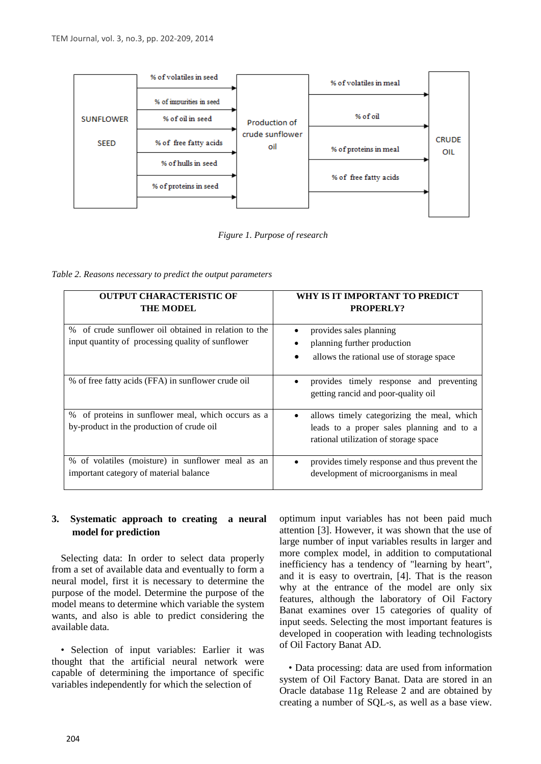| SUNFLOWER SEED | | Production of crude sunflower oil | | CRUDE OIL |
|---|---|---|---|---|
| | % of volatiles in seed | | % of volatiles in meal | |
| | % of impurities in seed | | % of oil | |
| | % of oil in seed | | % of proteins in meal | |
| | % of free fatty acids | | % of free fatty acids | |
| | % of hulls in seed | | | |
| | % of proteins in seed | | | |

*Figure 1. Purpose of research*

*Table 2. Reasons necessary to predict the output parameters*

| OUTPUT CHARACTERISTIC OF THE MODEL | WHY IS IT IMPORTANT TO PREDICT PROPERLY? |
|---|---|
| % of crude sunflower oil obtained in relation to the input quantity of processing quality of sunflower | • provides sales planning<br>• planning further production<br>• allows the rational use of storage space |
| % of free fatty acids (FFA) in sunflower crude oil | • provides timely response and preventing getting rancid and poor-quality oil |
| % of proteins in sunflower meal, which occurs as a by-product in the production of crude oil | • allows timely categorizing the meal, which leads to a proper sales planning and to a rational utilization of storage space |
| % of volatiles (moisture) in sunflower meal as an important category of material balance | • provides timely response and thus prevent the development of microorganisms in meal |

## 3. Systematic approach to creating a neural model for prediction

Selecting data: In order to select data properly from a set of available data and eventually to form a neural model, first it is necessary to determine the purpose of the model. Determine the purpose of the model means to determine which variable the system wants, and also is able to predict considering the available data.

• Selection of input variables: Earlier it was thought that the artificial neural network were capable of determining the importance of specific variables independently for which the selection of optimum input variables has not been paid much attention [3]. However, it was shown that the use of large number of input variables results in larger and more complex model, in addition to computational inefficiency has a tendency of "learning by heart", and it is easy to overtrain, [4]. That is the reason why at the entrance of the model are only six features, although the laboratory of Oil Factory Banat examines over 15 categories of quality of input seeds. Selecting the most important features is developed in cooperation with leading technologists of Oil Factory Banat AD.

• Data processing: data are used from information system of Oil Factory Banat. Data are stored in an Oracle database 11g Release 2 and are obtained by creating a number of SQL-s, as well as a base view.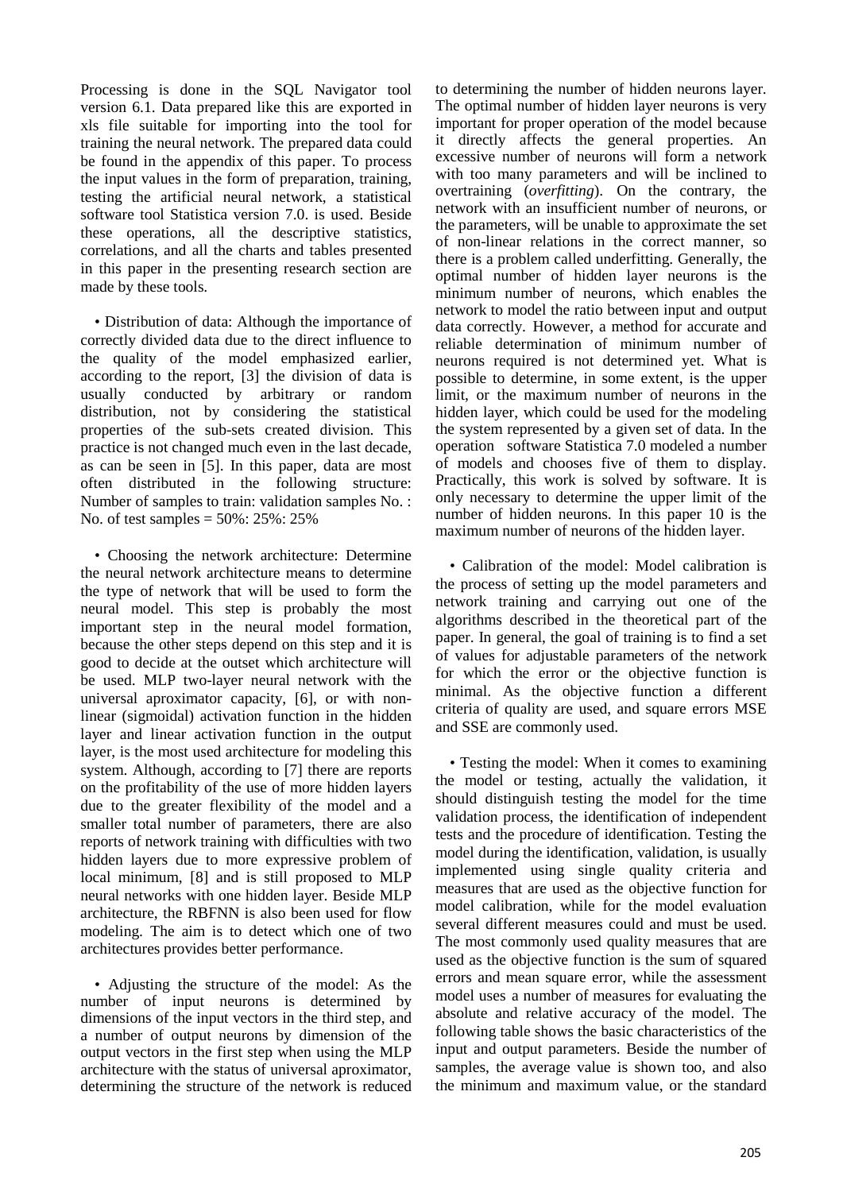Processing is done in the SQL Navigator tool version 6.1. Data prepared like this are exported in xls file suitable for importing into the tool for training the neural network. The prepared data could be found in the appendix of this paper. To process the input values in the form of preparation, training, testing the artificial neural network, a statistical software tool Statistica version 7.0. is used. Beside these operations, all the descriptive statistics, correlations, and all the charts and tables presented in this paper in the presenting research section are made by these tools.

• Distribution of data: Although the importance of correctly divided data due to the direct influence to the quality of the model emphasized earlier, according to the report, [3] the division of data is usually conducted by arbitrary or random distribution, not by considering the statistical properties of the sub-sets created division. This practice is not changed much even in the last decade, as can be seen in [5]. In this paper, data are most often distributed in the following structure: Number of samples to train: validation samples No. : No. of test samples = 50%: 25%: 25%

• Choosing the network architecture: Determine the neural network architecture means to determine the type of network that will be used to form the neural model. This step is probably the most important step in the neural model formation, because the other steps depend on this step and it is good to decide at the outset which architecture will be used. MLP two-layer neural network with the universal aproximator capacity, [6], or with non-linear (sigmoidal) activation function in the hidden layer and linear activation function in the output layer, is the most used architecture for modeling this system. Although, according to [7] there are reports on the profitability of the use of more hidden layers due to the greater flexibility of the model and a smaller total number of parameters, there are also reports of network training with difficulties with two hidden layers due to more expressive problem of local minimum, [8] and is still proposed to MLP neural networks with one hidden layer. Beside MLP architecture, the RBFNN is also been used for flow modeling. The aim is to detect which one of two architectures provides better performance.

• Adjusting the structure of the model: As the number of input neurons is determined by dimensions of the input vectors in the third step, and a number of output neurons by dimension of the output vectors in the first step when using the MLP architecture with the status of universal aproximator, determining the structure of the network is reduced to determining the number of hidden neurons layer. The optimal number of hidden layer neurons is very important for proper operation of the model because it directly affects the general properties. An excessive number of neurons will form a network with too many parameters and will be inclined to overtraining (*overfitting*). On the contrary, the network with an insufficient number of neurons, or the parameters, will be unable to approximate the set of non-linear relations in the correct manner, so there is a problem called underfitting. Generally, the optimal number of hidden layer neurons is the minimum number of neurons, which enables the network to model the ratio between input and output data correctly. However, a method for accurate and reliable determination of minimum number of neurons required is not determined yet. What is possible to determine, in some extent, is the upper limit, or the maximum number of neurons in the hidden layer, which could be used for the modeling the system represented by a given set of data. In the operation software Statistica 7.0 modeled a number of models and chooses five of them to display. Practically, this work is solved by software. It is only necessary to determine the upper limit of the number of hidden neurons. In this paper 10 is the maximum number of neurons of the hidden layer.

• Calibration of the model: Model calibration is the process of setting up the model parameters and network training and carrying out one of the algorithms described in the theoretical part of the paper. In general, the goal of training is to find a set of values for adjustable parameters of the network for which the error or the objective function is minimal. As the objective function a different criteria of quality are used, and square errors MSE and SSE are commonly used.

• Testing the model: When it comes to examining the model or testing, actually the validation, it should distinguish testing the model for the time validation process, the identification of independent tests and the procedure of identification. Testing the model during the identification, validation, is usually implemented using single quality criteria and measures that are used as the objective function for model calibration, while for the model evaluation several different measures could and must be used. The most commonly used quality measures that are used as the objective function is the sum of squared errors and mean square error, while the assessment model uses a number of measures for evaluating the absolute and relative accuracy of the model. The following table shows the basic characteristics of the input and output parameters. Beside the number of samples, the average value is shown too, and also the minimum and maximum value, or the standard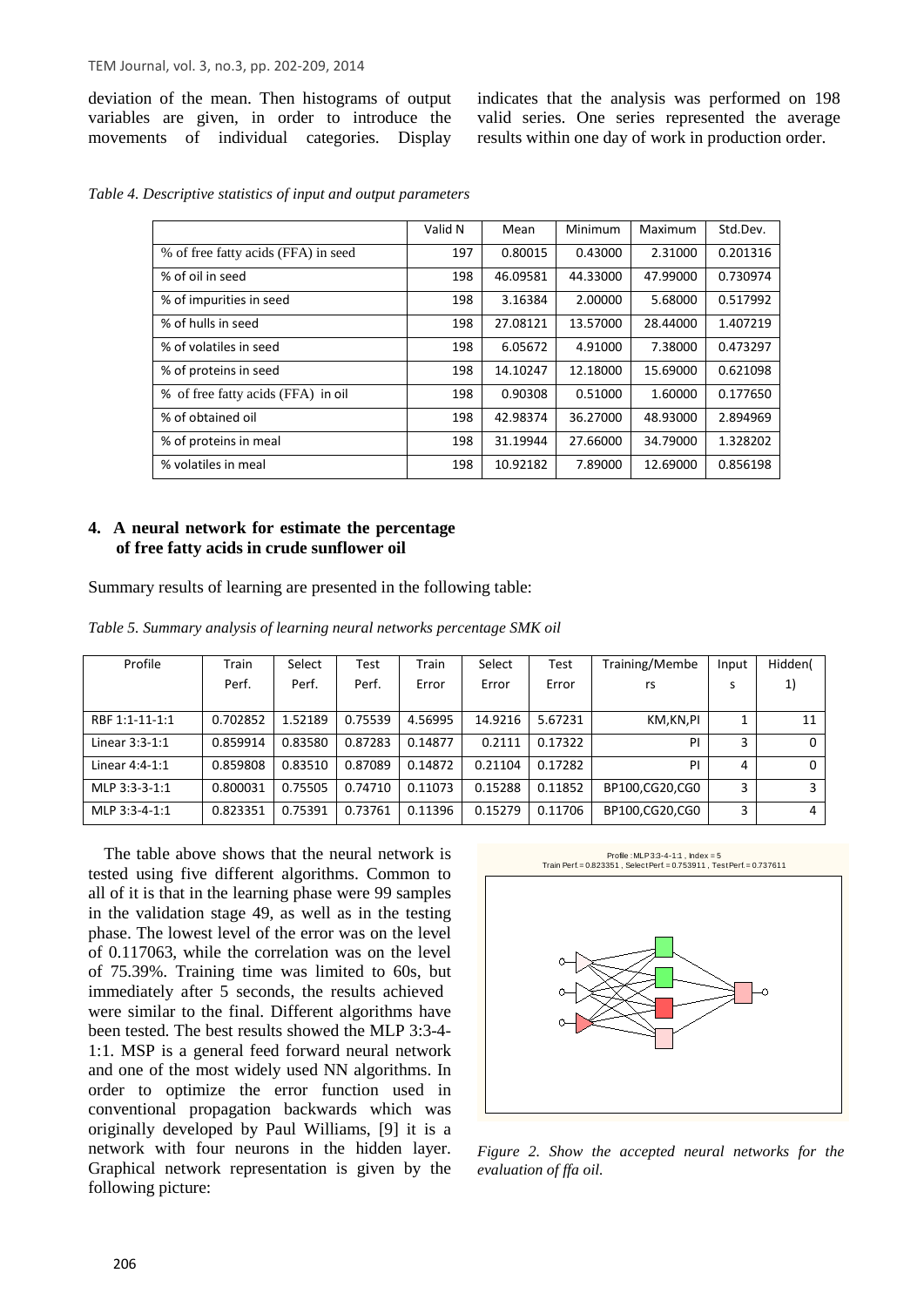deviation of the mean. Then histograms of output variables are given, in order to introduce the movements of individual categories. Display indicates that the analysis was performed on 198 valid series. One series represented the average results within one day of work in production order.

*Table 4. Descriptive statistics of input and output parameters*

| | Valid N | Mean | Minimum | Maximum | Std.Dev. |
|---|---|---|---|---|---|
| % of free fatty acids (FFA) in seed | 197 | 0.80015 | 0.43000 | 2.31000 | 0.201316 |
| % of oil in seed | 198 | 46.09581 | 44.33000 | 47.99000 | 0.730974 |
| % of impurities in seed | 198 | 3.16384 | 2.00000 | 5.68000 | 0.517992 |
| % of hulls in seed | 198 | 27.08121 | 13.57000 | 28.44000 | 1.407219 |
| % of volatiles in seed | 198 | 6.05672 | 4.91000 | 7.38000 | 0.473297 |
| % of proteins in seed | 198 | 14.10247 | 12.18000 | 15.69000 | 0.621098 |
| % of free fatty acids (FFA) in oil | 198 | 0.90308 | 0.51000 | 1.60000 | 0.177650 |
| % of obtained oil | 198 | 42.98374 | 36.27000 | 48.93000 | 2.894969 |
| % of proteins in meal | 198 | 31.19944 | 27.66000 | 34.79000 | 1.328202 |
| % volatiles in meal | 198 | 10.92182 | 7.89000 | 12.69000 | 0.856198 |

## 4. A neural network for estimate the percentage of free fatty acids in crude sunflower oil

Summary results of learning are presented in the following table:

*Table 5. Summary analysis of learning neural networks percentage SMK oil*

| Profile | Train Perf. | Select Perf. | Test Perf. | Train Error | Select Error | Test Error | Training/Members | Inputs | Hidden(1) |
|---|---|---|---|---|---|---|---|---|---|
| RBF 1:1-11-1:1 | 0.702852 | 1.52189 | 0.75539 | 4.56995 | 14.9216 | 5.67231 | KM,KN,PI | 1 | 11 |
| Linear 3:3-1:1 | 0.859914 | 0.83580 | 0.87283 | 0.14877 | 0.2111 | 0.17322 | PI | 3 | 0 |
| Linear 4:4-1:1 | 0.859808 | 0.83510 | 0.87089 | 0.14872 | 0.21104 | 0.17282 | PI | 4 | 0 |
| MLP 3:3-3-1:1 | 0.800031 | 0.75505 | 0.74710 | 0.11073 | 0.15288 | 0.11852 | BP100,CG20,CG0 | 3 | 3 |
| MLP 3:3-4-1:1 | 0.823351 | 0.75391 | 0.73761 | 0.11396 | 0.15279 | 0.11706 | BP100,CG20,CG0 | 3 | 4 |

The table above shows that the neural network is tested using five different algorithms. Common to all of it is that in the learning phase were 99 samples in the validation stage 49, as well as in the testing phase. The lowest level of the error was on the level of 0.117063, while the correlation was on the level of 75.39%. Training time was limited to 60s, but immediately after 5 seconds, the results achieved were similar to the final. Different algorithms have been tested. The best results showed the MLP 3:3-4-1:1. MSP is a general feed forward neural network and one of the most widely used NN algorithms. In order to optimize the error function used in conventional propagation backwards which was originally developed by Paul Williams, [9] it is a network with four neurons in the hidden layer. Graphical network representation is given by the following picture:

Profile : MLP 3:3-4-1:1 , Index = 5
Train Perf. = 0.823351 , Select Perf. = 0.753911 , Test Perf. = 0.737611

*Figure 2. Show the accepted neural networks for the evaluation of ffa oil.*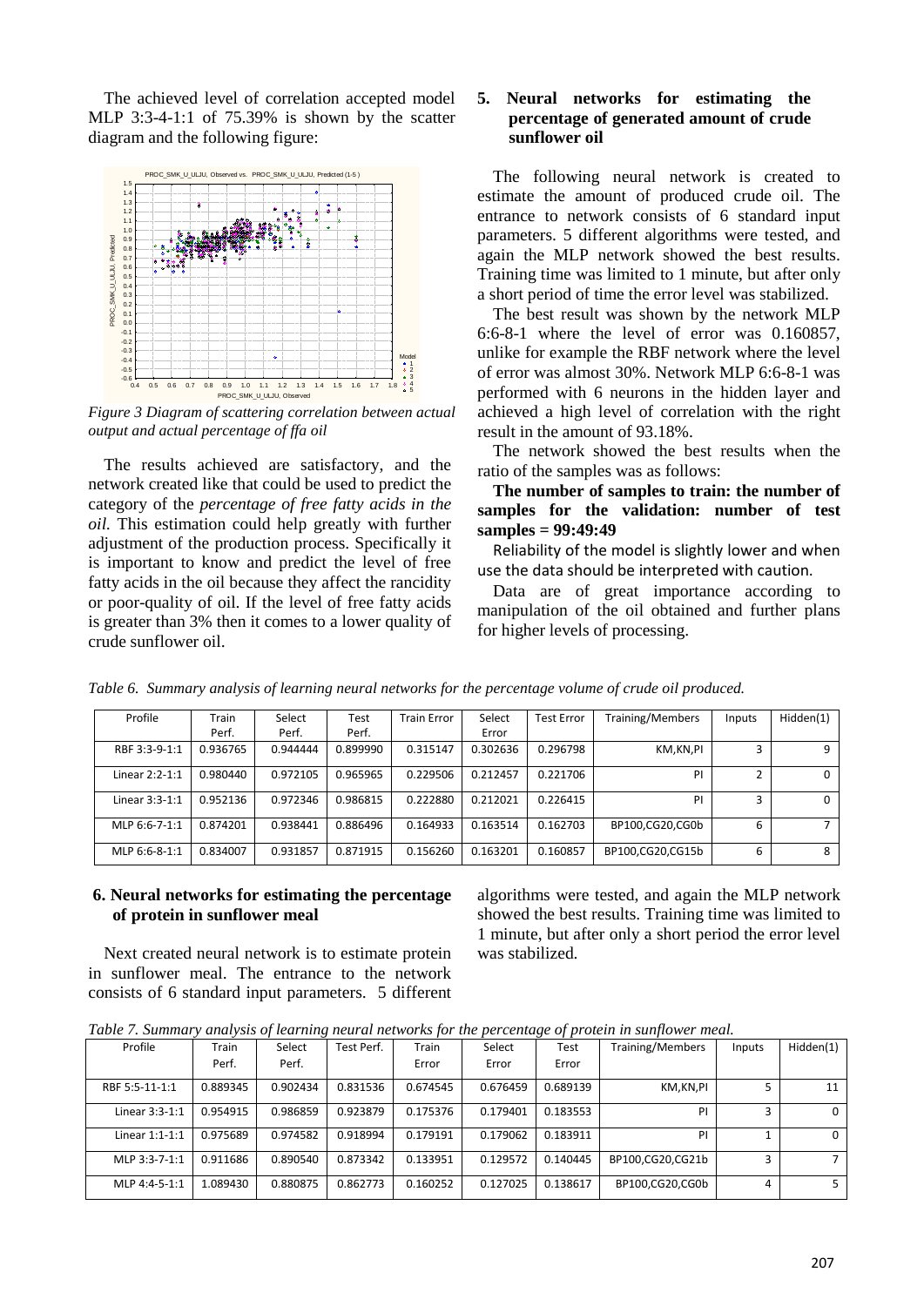The achieved level of correlation accepted model MLP 3:3-4-1:1 of 75.39% is shown by the scatter diagram and the following figure:

*Figure 3 Diagram of scattering correlation between actual output and actual percentage of ffa oil*

The results achieved are satisfactory, and the network created like that could be used to predict the category of the *percentage of free fatty acids in the oil.* This estimation could help greatly with further adjustment of the production process. Specifically it is important to know and predict the level of free fatty acids in the oil because they affect the rancidity or poor-quality of oil. If the level of free fatty acids is greater than 3% then it comes to a lower quality of crude sunflower oil.

## 5. Neural networks for estimating the percentage of generated amount of crude sunflower oil

The following neural network is created to estimate the amount of produced crude oil. The entrance to network consists of 6 standard input parameters. 5 different algorithms were tested, and again the MLP network showed the best results. Training time was limited to 1 minute, but after only a short period of time the error level was stabilized.

The best result was shown by the network MLP 6:6-8-1 where the level of error was 0.160857, unlike for example the RBF network where the level of error was almost 30%. Network MLP 6:6-8-1 was performed with 6 neurons in the hidden layer and achieved a high level of correlation with the right result in the amount of 93.18%.

The network showed the best results when the ratio of the samples was as follows:

**The number of samples to train: the number of samples for the validation: number of test samples = 99:49:49**

Reliability of the model is slightly lower and when use the data should be interpreted with caution.

Data are of great importance according to manipulation of the oil obtained and further plans for higher levels of processing.

*Table 6. Summary analysis of learning neural networks for the percentage volume of crude oil produced.*

| Profile | Train Perf. | Select Perf. | Test Perf. | Train Error | Select Error | Test Error | Training/Members | Inputs | Hidden(1) |
|---|---|---|---|---|---|---|---|---|---|
| RBF 3:3-9-1:1 | 0.936765 | 0.944444 | 0.899990 | 0.315147 | 0.302636 | 0.296798 | KM,KN,PI | 3 | 9 |
| Linear 2:2-1:1 | 0.980440 | 0.972105 | 0.965965 | 0.229506 | 0.212457 | 0.221706 | PI | 2 | 0 |
| Linear 3:3-1:1 | 0.952136 | 0.972346 | 0.986815 | 0.222880 | 0.212021 | 0.226415 | PI | 3 | 0 |
| MLP 6:6-7-1:1 | 0.874201 | 0.938441 | 0.886496 | 0.164933 | 0.163514 | 0.162703 | BP100,CG20,CG0b | 6 | 7 |
| MLP 6:6-8-1:1 | 0.834007 | 0.931857 | 0.871915 | 0.156260 | 0.163201 | 0.160857 | BP100,CG20,CG15b | 6 | 8 |

## 6. Neural networks for estimating the percentage of protein in sunflower meal

Next created neural network is to estimate protein in sunflower meal. The entrance to the network consists of 6 standard input parameters. 5 different algorithms were tested, and again the MLP network showed the best results. Training time was limited to 1 minute, but after only a short period the error level was stabilized.

*Table 7. Summary analysis of learning neural networks for the percentage of protein in sunflower meal.*

| Profile | Train Perf. | Select Perf. | Test Perf. | Train Error | Select Error | Test Error | Training/Members | Inputs | Hidden(1) |
|---|---|---|---|---|---|---|---|---|---|
| RBF 5:5-11-1:1 | 0.889345 | 0.902434 | 0.831536 | 0.674545 | 0.676459 | 0.689139 | KM,KN,PI | 5 | 11 |
| Linear 3:3-1:1 | 0.954915 | 0.986859 | 0.923879 | 0.175376 | 0.179401 | 0.183553 | PI | 3 | 0 |
| Linear 1:1-1:1 | 0.975689 | 0.974582 | 0.918994 | 0.179191 | 0.179062 | 0.183911 | PI | 1 | 0 |
| MLP 3:3-7-1:1 | 0.911686 | 0.890540 | 0.873342 | 0.133951 | 0.129572 | 0.140445 | BP100,CG20,CG21b | 3 | 7 |
| MLP 4:4-5-1:1 | 1.089430 | 0.880875 | 0.862773 | 0.160252 | 0.127025 | 0.138617 | BP100,CG20,CG0b | 4 | 5 |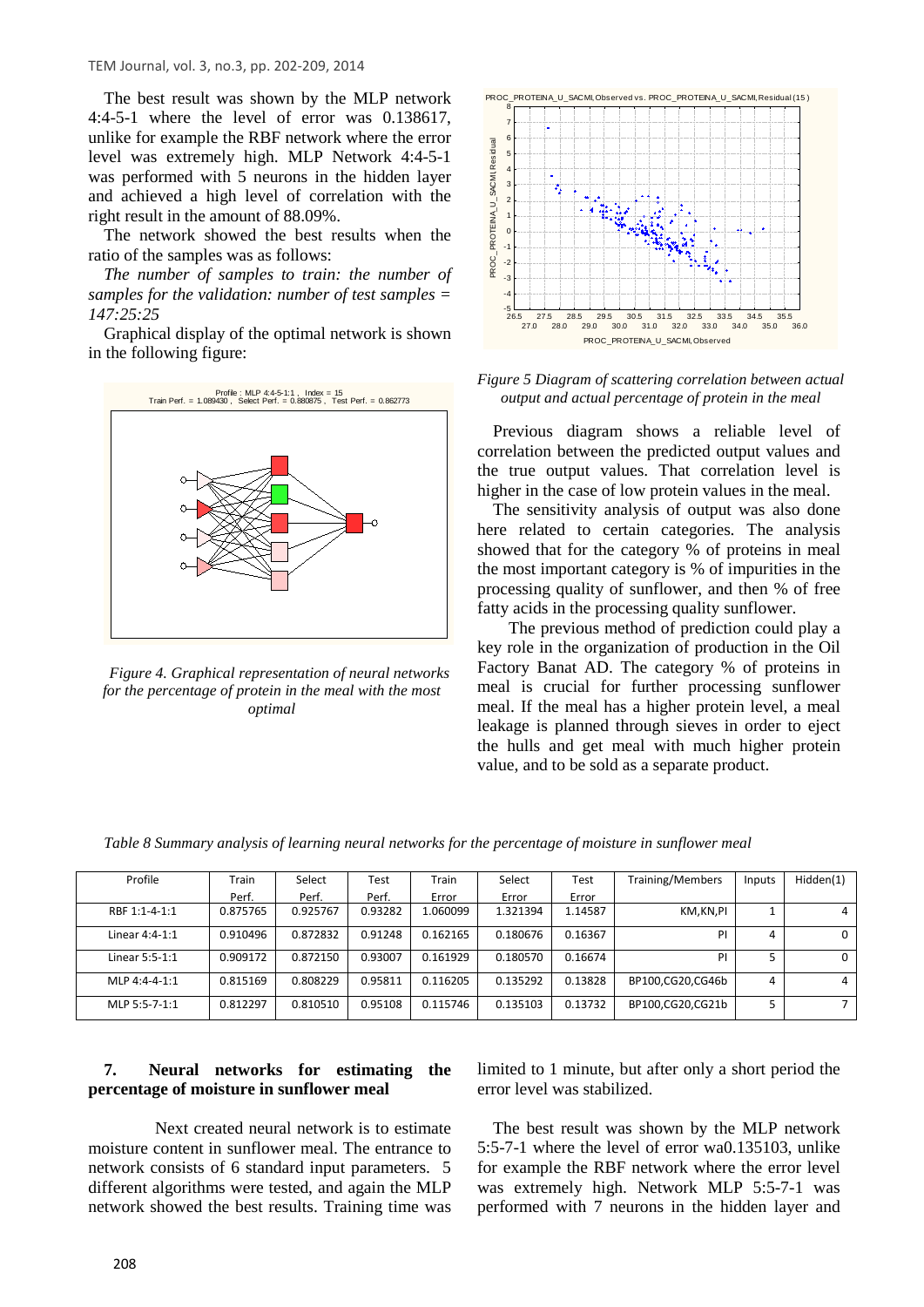The best result was shown by the MLP network 4:4-5-1 where the level of error was 0.138617, unlike for example the RBF network where the error level was extremely high. MLP Network 4:4-5-1 was performed with 5 neurons in the hidden layer and achieved a high level of correlation with the right result in the amount of 88.09%.

The network showed the best results when the ratio of the samples was as follows:

*The number of samples to train: the number of samples for the validation: number of test samples = 147:25:25*

Graphical display of the optimal network is shown in the following figure:

*Figure 4. Graphical representation of neural networks for the percentage of protein in the meal with the most optimal*

*Figure 5 Diagram of scattering correlation between actual output and actual percentage of protein in the meal*

Previous diagram shows a reliable level of correlation between the predicted output values and the true output values. That correlation level is higher in the case of low protein values in the meal.

The sensitivity analysis of output was also done here related to certain categories. The analysis showed that for the category % of proteins in meal the most important category is % of impurities in the processing quality of sunflower, and then % of free fatty acids in the processing quality sunflower.

The previous method of prediction could play a key role in the organization of production in the Oil Factory Banat AD. The category % of proteins in meal is crucial for further processing sunflower meal. If the meal has a higher protein level, a meal leakage is planned through sieves in order to eject the hulls and get meal with much higher protein value, and to be sold as a separate product.

*Table 8 Summary analysis of learning neural networks for the percentage of moisture in sunflower meal*

| Profile | Train Perf. | Select Perf. | Test Perf. | Train Error | Select Error | Test Error | Training/Members | Inputs | Hidden(1) |
|---|---|---|---|---|---|---|---|---|---|
| RBF 1:1-4-1:1 | 0.875765 | 0.925767 | 0.93282 | 1.060099 | 1.321394 | 1.14587 | KM,KN,PI | 1 | 4 |
| Linear 4:4-1:1 | 0.910496 | 0.872832 | 0.91248 | 0.162165 | 0.180676 | 0.16367 | PI | 4 | 0 |
| Linear 5:5-1:1 | 0.909172 | 0.872150 | 0.93007 | 0.161929 | 0.180570 | 0.16674 | PI | 5 | 0 |
| MLP 4:4-4-1:1 | 0.815169 | 0.808229 | 0.95811 | 0.116205 | 0.135292 | 0.13828 | BP100,CG20,CG46b | 4 | 4 |
| MLP 5:5-7-1:1 | 0.812297 | 0.810510 | 0.95108 | 0.115746 | 0.135103 | 0.13732 | BP100,CG20,CG21b | 5 | 7 |

## 7. Neural networks for estimating the percentage of moisture in sunflower meal

Next created neural network is to estimate moisture content in sunflower meal. The entrance to network consists of 6 standard input parameters. 5 different algorithms were tested, and again the MLP network showed the best results. Training time was limited to 1 minute, but after only a short period the error level was stabilized.

The best result was shown by the MLP network 5:5-7-1 where the level of error wa0.135103, unlike for example the RBF network where the error level was extremely high. Network MLP 5:5-7-1 was performed with 7 neurons in the hidden layer and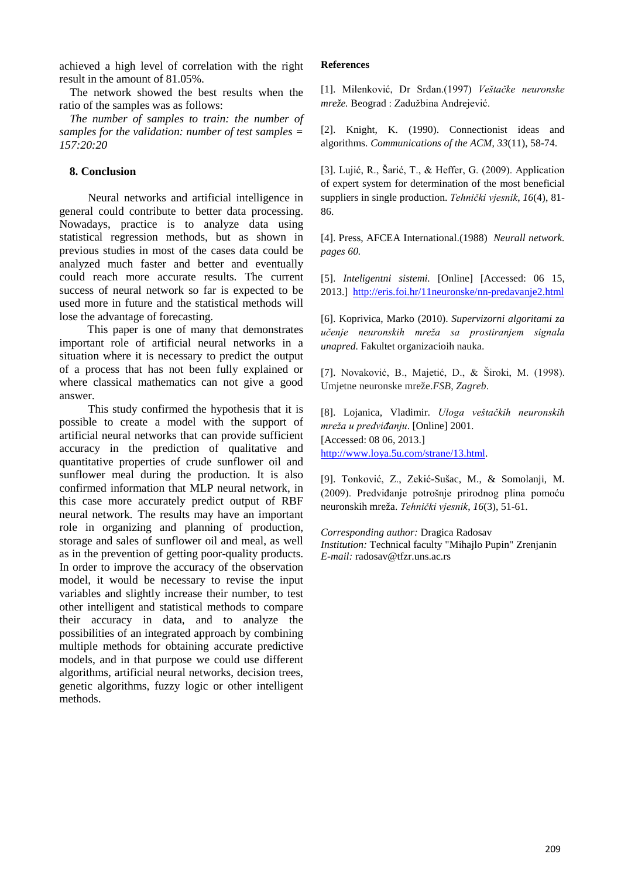achieved a high level of correlation with the right result in the amount of 81.05%.

The network showed the best results when the ratio of the samples was as follows:

*The number of samples to train: the number of samples for the validation: number of test samples = 157:20:20*

## 8. Conclusion

Neural networks and artificial intelligence in general could contribute to better data processing. Nowadays, practice is to analyze data using statistical regression methods, but as shown in previous studies in most of the cases data could be analyzed much faster and better and eventually could reach more accurate results. The current success of neural network so far is expected to be used more in future and the statistical methods will lose the advantage of forecasting.

This paper is one of many that demonstrates important role of artificial neural networks in a situation where it is necessary to predict the output of a process that has not been fully explained or where classical mathematics can not give a good answer.

This study confirmed the hypothesis that it is possible to create a model with the support of artificial neural networks that can provide sufficient accuracy in the prediction of qualitative and quantitative properties of crude sunflower oil and sunflower meal during the production. It is also confirmed information that MLP neural network, in this case more accurately predict output of RBF neural network. The results may have an important role in organizing and planning of production, storage and sales of sunflower oil and meal, as well as in the prevention of getting poor-quality products. In order to improve the accuracy of the observation model, it would be necessary to revise the input variables and slightly increase their number, to test other intelligent and statistical methods to compare their accuracy in data, and to analyze the possibilities of an integrated approach by combining multiple methods for obtaining accurate predictive models, and in that purpose we could use different algorithms, artificial neural networks, decision trees, genetic algorithms, fuzzy logic or other intelligent methods.

**References**

[1]. Milenković, Dr Srđan.(1997) *Veštačke neuronske mreže.* Beograd : Zadužbina Andrejević.

[2]. Knight, K. (1990). Connectionist ideas and algorithms. *Communications of the ACM*, *33*(11), 58-74.

[3]. Lujić, R., Šarić, T., & Heffer, G. (2009). Application of expert system for determination of the most beneficial suppliers in single production. *Tehnički vjesnik*, *16*(4), 81-86.

[4]. Press, AFCEA International.(1988) *Neurall network. pages 60.*

[5]. *Inteligentni sistemi.* [Online] [Accessed: 06 15, 2013.] http://eris.foi.hr/11neuronske/nn-predavanje2.html

[6]. Koprivica, Marko (2010). *Supervizorni algoritami za učenje neuronskih mreža sa prostiranjem signala unapred.* Fakultet organizacioih nauka.

[7]. Novaković, B., Majetić, D., & Široki, M. (1998). Umjetne neuronske mreže.*FSB, Zagreb*.

[8]. Lojanica, Vladimir. *Uloga veštačkih neuronskih mreža u predviđanju*. [Online] 2001. [Accessed: 08 06, 2013.] http://www.loya.5u.com/strane/13.html.

[9]. Tonković, Z., Zekić-Sušac, M., & Somolanji, M. (2009). Predviđanje potrošnje prirodnog plina pomoću neuronskih mreža. *Tehnički vjesnik*, *16*(3), 51-61.

*Corresponding author:* Dragica Radosav
*Institution:* Technical faculty "Mihajlo Pupin" Zrenjanin
*E-mail:* radosav@tfzr.uns.ac.rs